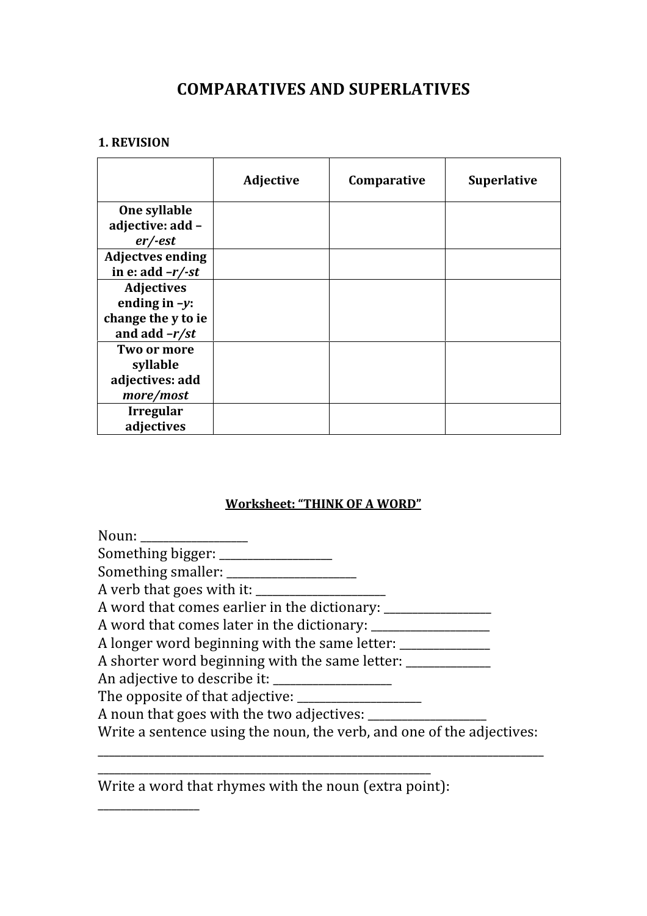# COMPARATIVES AND SUPERLATIVES

**1. REVISION**

| | **Adjective** | **Comparative** | **Superlative** |
|---|---|---|---|
| **One syllable adjective: add –*er/-est*** | | | |
| **Adjectves ending in e: add –*r/-st*** | | | |
| **Adjectives ending in –*y*: change the y to ie and add –*r/st*** | | | |
| **Two or more syllable adjectives: add *more/most*** | | | |
| **Irregular adjectives** | | | |

**<u>Worksheet: "THINK OF A WORD"</u>**

Noun: ________________
Something bigger: _________________
Something smaller: ____________________
A verb that goes with it: ____________________
A word that comes earlier in the dictionary: ________________
A word that comes later in the dictionary: _________________
A longer word beginning with the same letter: ______________
A shorter word beginning with the same letter: _____________
An adjective to describe it: _________________
The opposite of that adjective: __________________
A noun that goes with the two adjectives: _________________
Write a sentence using the noun, the verb, and one of the adjectives:
______________________________________________________________________
____________________________________________________

Write a word that rhymes with the noun (extra point):
_______________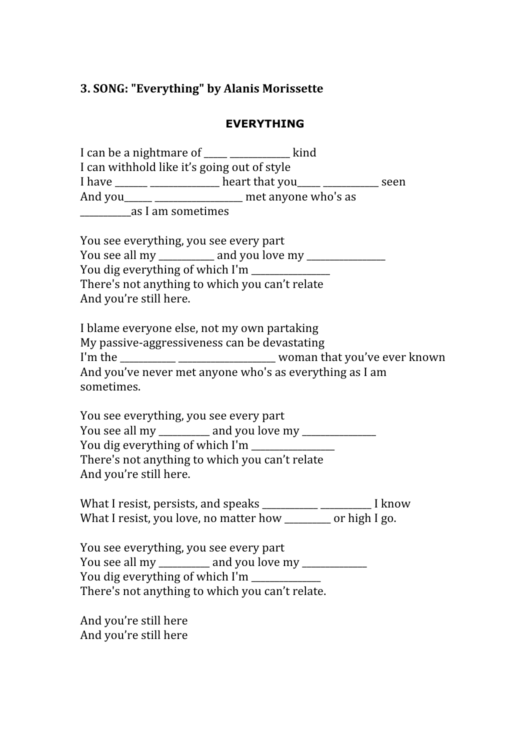### 3. SONG: "Everything" by Alanis Morissette

**EVERYTHING**

I can be a nightmare of _____ ____________ kind
I can withhold like it's going out of style
I have _______ _______________ heart that you_____ ____________ seen
And you______ __________________ met anyone who's as
__________as I am sometimes

You see everything, you see every part
You see all my ____________ and you love my ________________
You dig everything of which I'm ________________
There's not anything to which you can't relate
And you're still here.

I blame everyone else, not my own partaking
My passive-aggressiveness can be devastating
I'm the ____________ ____________________ woman that you've ever known
And you've never met anyone who's as everything as I am
sometimes.

You see everything, you see every part
You see all my ___________ and you love my _______________
You dig everything of which I'm __________________
There's not anything to which you can't relate
And you're still here.

What I resist, persists, and speaks ____________ ___________ I know
What I resist, you love, no matter how __________ or high I go.

You see everything, you see every part
You see all my ___________ and you love my ______________
You dig everything of which I'm _______________
There's not anything to which you can't relate.

And you're still here
And you're still here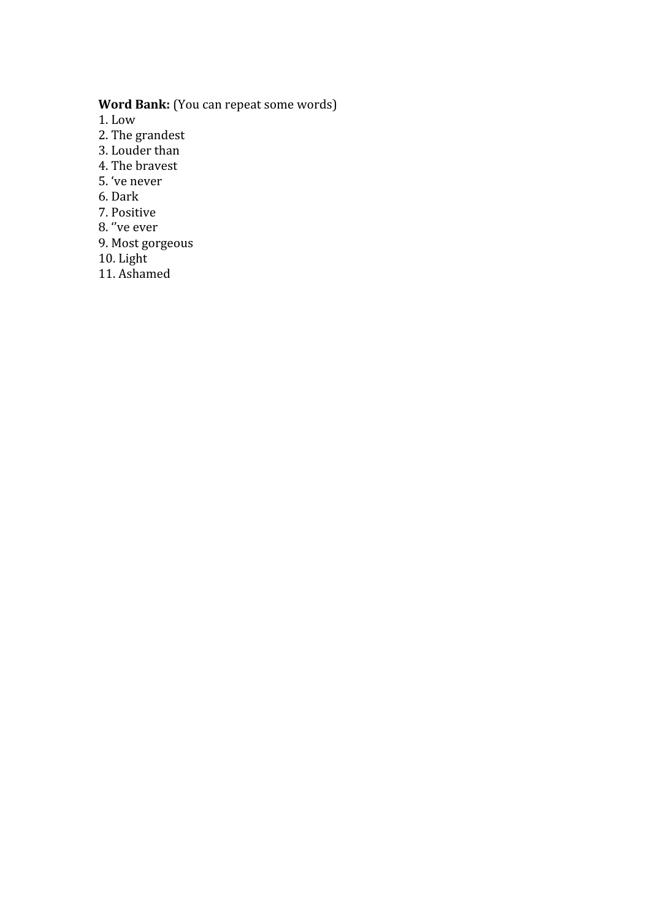**Word Bank:** (You can repeat some words)

1. Low
2. The grandest
3. Louder than
4. The bravest
5. ‘ve never
6. Dark
7. Positive
8. ‘’ve ever
9. Most gorgeous
10. Light
11. Ashamed